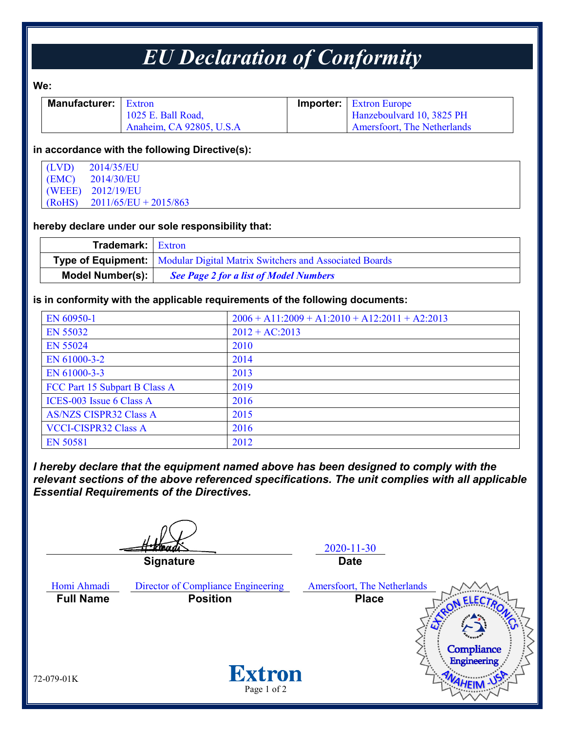# EU Declaration of Conformity

**We:**

| **Manufacturer:** | Extron<br>1025 E. Ball Road,<br>Anaheim, CA 92805, U.S.A | **Importer:** | Extron Europe<br>Hanzeboulvard 10, 3825 PH<br>Amersfoort, The Netherlands |
|---|---|---|---|

**in accordance with the following Directive(s):**

(LVD) 2014/35/EU
(EMC) 2014/30/EU
(WEEE) 2012/19/EU
(RoHS) 2011/65/EU + 2015/863

**hereby declare under our sole responsibility that:**

| | |
|---|---|
| **Trademark:** | Extron |
| **Type of Equipment:** | Modular Digital Matrix Switchers and Associated Boards |
| **Model Number(s):** | ***See Page 2 for a list of Model Numbers*** |

**is in conformity with the applicable requirements of the following documents:**

| | |
|---|---|
| EN 60950-1 | 2006 + A11:2009 + A1:2010 + A12:2011 + A2:2013 |
| EN 55032 | 2012 + AC:2013 |
| EN 55024 | 2010 |
| EN 61000-3-2 | 2014 |
| EN 61000-3-3 | 2013 |
| FCC Part 15 Subpart B Class A | 2019 |
| ICES-003 Issue 6 Class A | 2016 |
| AS/NZS CISPR32 Class A | 2015 |
| VCCI-CISPR32 Class A | 2016 |
| EN 50581 | 2012 |

***I hereby declare that the equipment named above has been designed to comply with the relevant sections of the above referenced specifications. The unit complies with all applicable Essential Requirements of the Directives.***

| Signature | Date |
|---|---|
| H. Ahmadi | 2020-11-30 |

| Full Name | Position | Place |
|---|---|---|
| Homi Ahmadi | Director of Compliance Engineering | Amersfoort, The Netherlands |

Extron Electronics Compliance Engineering Anaheim - USA

72-079-01K

Extron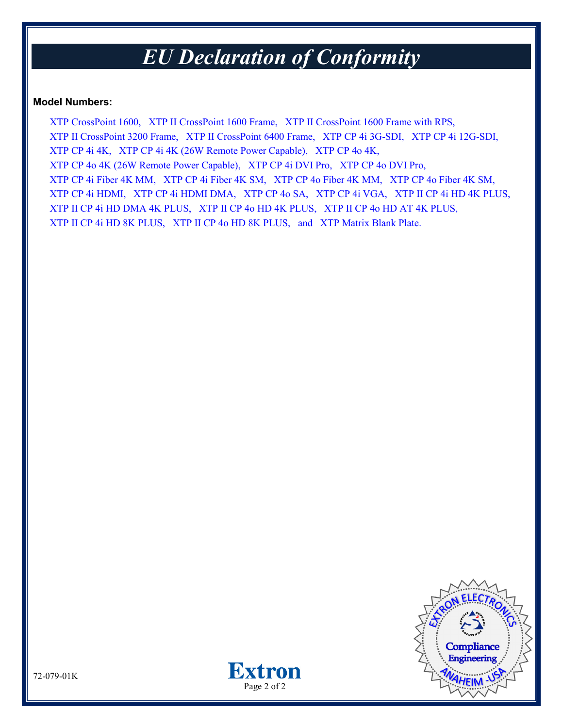# EU Declaration of Conformity

**Model Numbers:**

XTP CrossPoint 1600, XTP II CrossPoint 1600 Frame, XTP II CrossPoint 1600 Frame with RPS, XTP II CrossPoint 3200 Frame, XTP II CrossPoint 6400 Frame, XTP CP 4i 3G-SDI, XTP CP 4i 12G-SDI, XTP CP 4i 4K, XTP CP 4i 4K (26W Remote Power Capable), XTP CP 4o 4K, XTP CP 4o 4K (26W Remote Power Capable), XTP CP 4i DVI Pro, XTP CP 4o DVI Pro, XTP CP 4i Fiber 4K MM, XTP CP 4i Fiber 4K SM, XTP CP 4o Fiber 4K MM, XTP CP 4o Fiber 4K SM, XTP CP 4i HDMI, XTP CP 4i HDMI DMA, XTP CP 4o SA, XTP CP 4i VGA, XTP II CP 4i HD 4K PLUS, XTP II CP 4i HD DMA 4K PLUS, XTP II CP 4o HD 4K PLUS, XTP II CP 4o HD AT 4K PLUS, XTP II CP 4i HD 8K PLUS, XTP II CP 4o HD 8K PLUS, and XTP Matrix Blank Plate.

72-079-01K

Extron

EXTRON ELECTRONICS Compliance Engineering ANAHEIM -USA